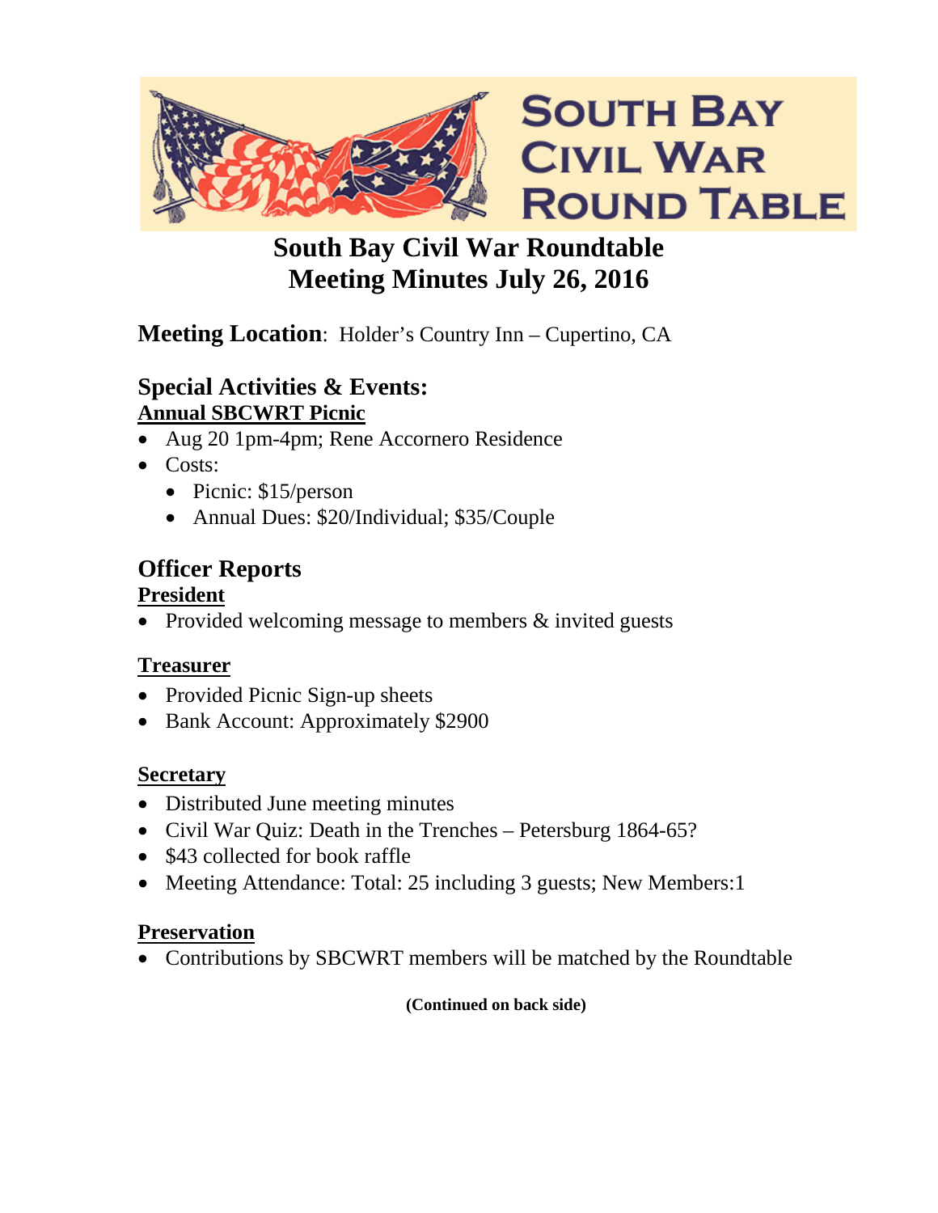# South Bay Civil War Roundtable
# Meeting Minutes July 26, 2016

**Meeting Location**: Holder's Country Inn – Cupertino, CA

## Special Activities & Events:

**Annual SBCWRT Picnic**

- Aug 20 1pm-4pm; Rene Accornero Residence
- Costs:
  - Picnic: $15/person
  - Annual Dues: $20/Individual; $35/Couple

## Officer Reports

**President**

- Provided welcoming message to members & invited guests

**Treasurer**

- Provided Picnic Sign-up sheets
- Bank Account: Approximately $2900

**Secretary**

- Distributed June meeting minutes
- Civil War Quiz: Death in the Trenches – Petersburg 1864-65?
- $43 collected for book raffle
- Meeting Attendance: Total: 25 including 3 guests; New Members:1

**Preservation**

- Contributions by SBCWRT members will be matched by the Roundtable

**(Continued on back side)**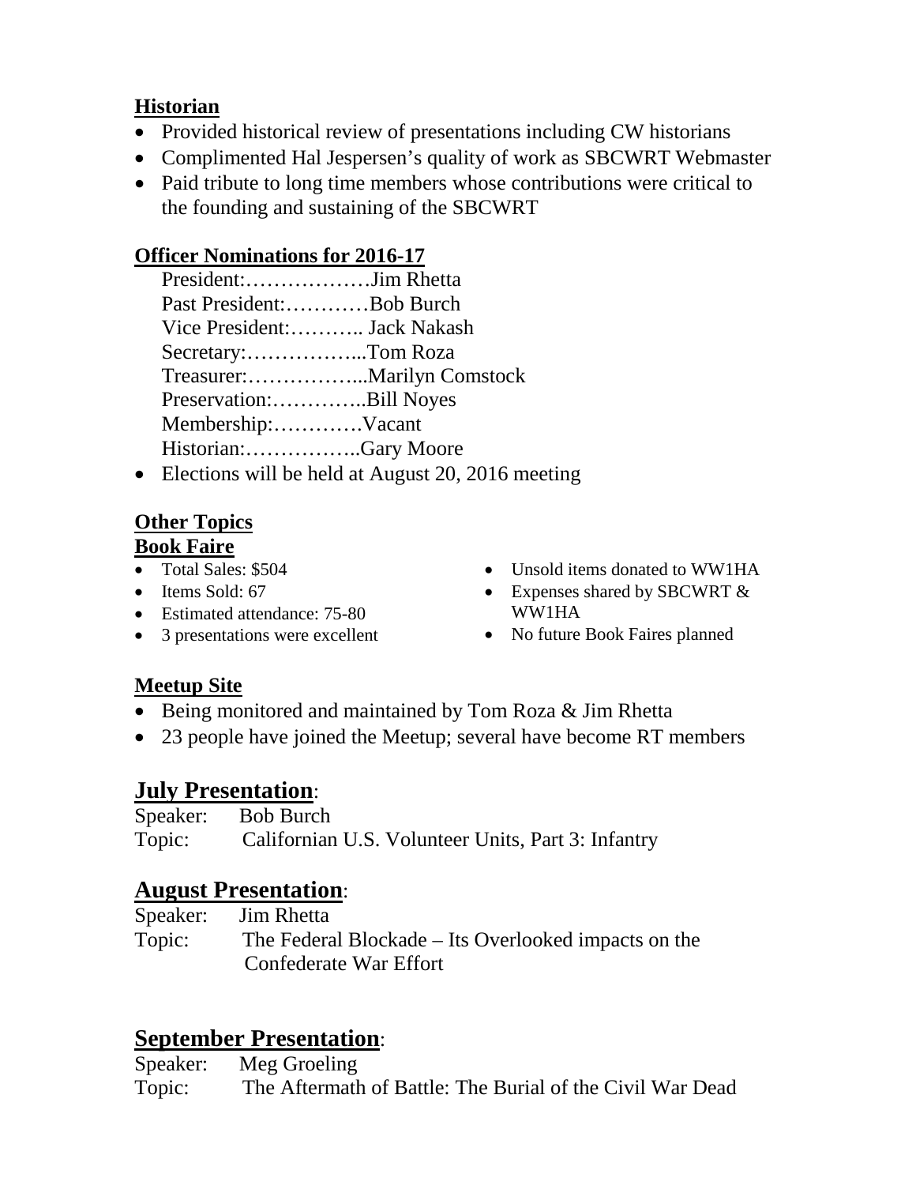**Historian**

- Provided historical review of presentations including CW historians
- Complimented Hal Jespersen's quality of work as SBCWRT Webmaster
- Paid tribute to long time members whose contributions were critical to the founding and sustaining of the SBCWRT

**Officer Nominations for 2016-17**

President:………………Jim Rhetta
Past President:…………Bob Burch
Vice President:……….. Jack Nakash
Secretary:……………...Tom Roza
Treasurer:……………...Marilyn Comstock
Preservation:…………..Bill Noyes
Membership:………….Vacant
Historian:……………..Gary Moore

- Elections will be held at August 20, 2016 meeting

**Other Topics**

**Book Faire**

- Total Sales: $504
- Items Sold: 67
- Estimated attendance: 75-80
- 3 presentations were excellent
- Unsold items donated to WW1HA
- Expenses shared by SBCWRT & WW1HA
- No future Book Faires planned

**Meetup Site**

- Being monitored and maintained by Tom Roza & Jim Rhetta
- 23 people have joined the Meetup; several have become RT members

## July Presentation:

Speaker: Bob Burch
Topic: Californian U.S. Volunteer Units, Part 3: Infantry

## August Presentation:

Speaker: Jim Rhetta
Topic: The Federal Blockade – Its Overlooked impacts on the Confederate War Effort

## September Presentation:

Speaker: Meg Groeling
Topic: The Aftermath of Battle: The Burial of the Civil War Dead